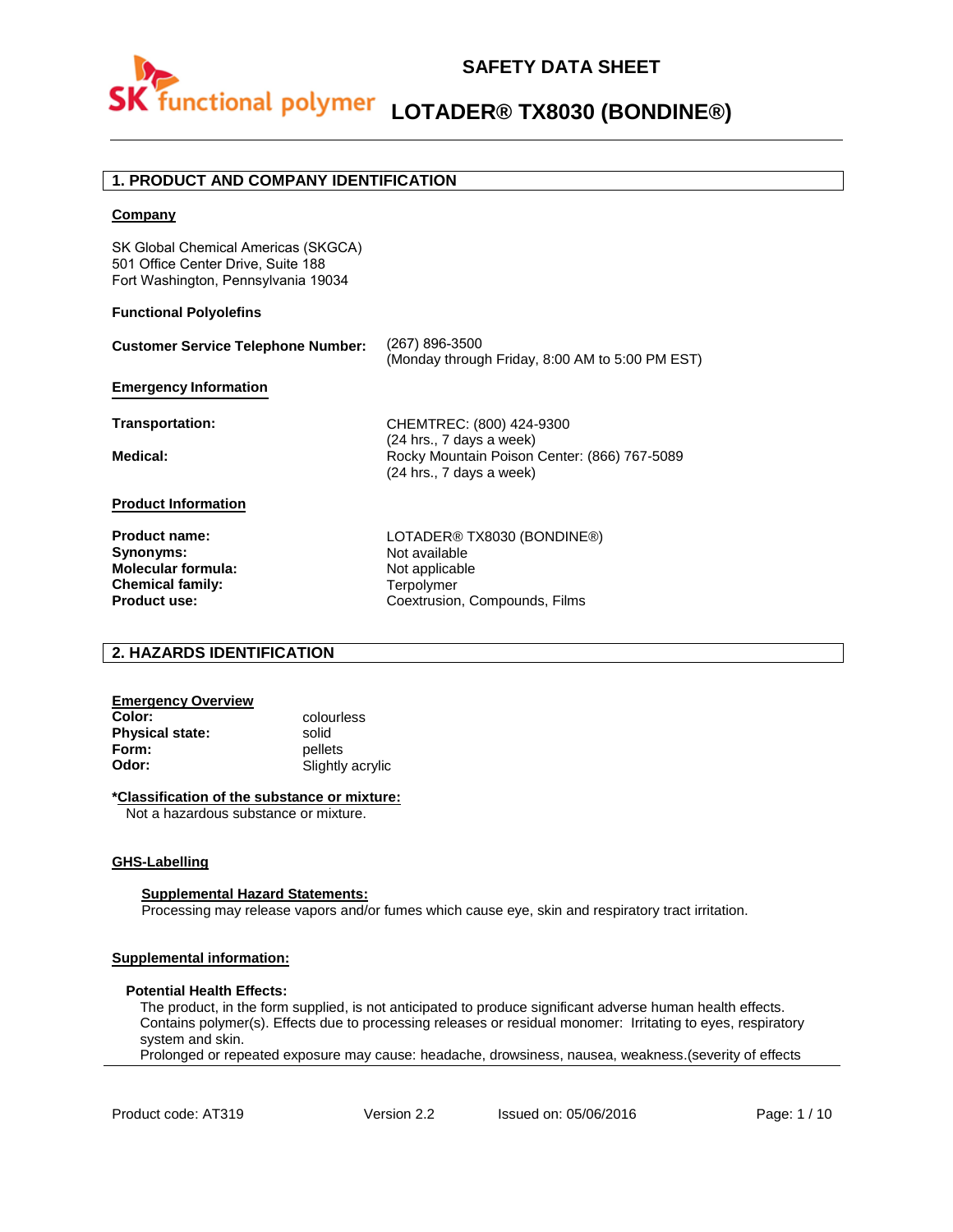# SAFETY DATA SHEET

# LOTADER® TX8030 (BONDINE®)

## 1. PRODUCT AND COMPANY IDENTIFICATION

**Company**

SK Global Chemical Americas (SKGCA)
501 Office Center Drive, Suite 188
Fort Washington, Pennsylvania 19034

**Functional Polyolefins**

**Customer Service Telephone Number:** (267) 896-3500
(Monday through Friday, 8:00 AM to 5:00 PM EST)

**Emergency Information**

**Transportation:** CHEMTREC: (800) 424-9300
(24 hrs., 7 days a week)

**Medical:** Rocky Mountain Poison Center: (866) 767-5089
(24 hrs., 7 days a week)

**Product Information**

**Product name:** LOTADER® TX8030 (BONDINE®)
**Synonyms:** Not available
**Molecular formula:** Not applicable
**Chemical family:** Terpolymer
**Product use:** Coextrusion, Compounds, Films

## 2. HAZARDS IDENTIFICATION

**Emergency Overview**

**Color:** colourless
**Physical state:** solid
**Form:** pellets
**Odor:** Slightly acrylic

***Classification of the substance or mixture:**

Not a hazardous substance or mixture.

**GHS-Labelling**

**Supplemental Hazard Statements:**

Processing may release vapors and/or fumes which cause eye, skin and respiratory tract irritation.

**Supplemental information:**

**Potential Health Effects:**

The product, in the form supplied, is not anticipated to produce significant adverse human health effects. Contains polymer(s). Effects due to processing releases or residual monomer: Irritating to eyes, respiratory system and skin.
Prolonged or repeated exposure may cause: headache, drowsiness, nausea, weakness.(severity of effects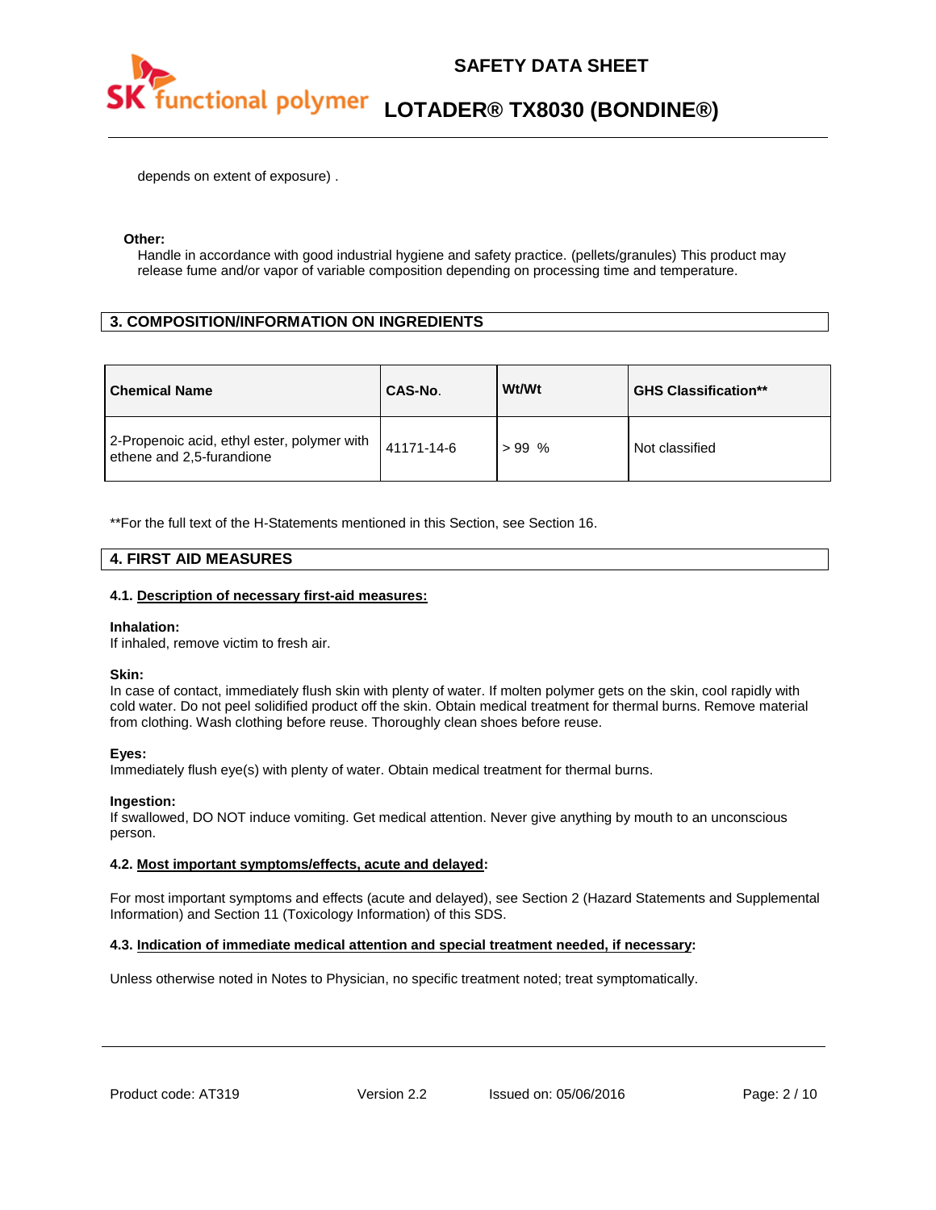depends on extent of exposure) .

**Other:**

Handle in accordance with good industrial hygiene and safety practice. (pellets/granules) This product may release fume and/or vapor of variable composition depending on processing time and temperature.

## 3. COMPOSITION/INFORMATION ON INGREDIENTS

| Chemical Name | CAS-No. | Wt/Wt | GHS Classification** |
|---|---|---|---|
| 2-Propenoic acid, ethyl ester, polymer with ethene and 2,5-furandione | 41171-14-6 | > 99 % | Not classified |

**For the full text of the H-Statements mentioned in this Section, see Section 16.

## 4. FIRST AID MEASURES

### 4.1. Description of necessary first-aid measures:

**Inhalation:**

If inhaled, remove victim to fresh air.

**Skin:**

In case of contact, immediately flush skin with plenty of water. If molten polymer gets on the skin, cool rapidly with cold water. Do not peel solidified product off the skin. Obtain medical treatment for thermal burns. Remove material from clothing. Wash clothing before reuse. Thoroughly clean shoes before reuse.

**Eyes:**

Immediately flush eye(s) with plenty of water. Obtain medical treatment for thermal burns.

**Ingestion:**

If swallowed, DO NOT induce vomiting. Get medical attention. Never give anything by mouth to an unconscious person.

### 4.2. Most important symptoms/effects, acute and delayed:

For most important symptoms and effects (acute and delayed), see Section 2 (Hazard Statements and Supplemental Information) and Section 11 (Toxicology Information) of this SDS.

### 4.3. Indication of immediate medical attention and special treatment needed, if necessary:

Unless otherwise noted in Notes to Physician, no specific treatment noted; treat symptomatically.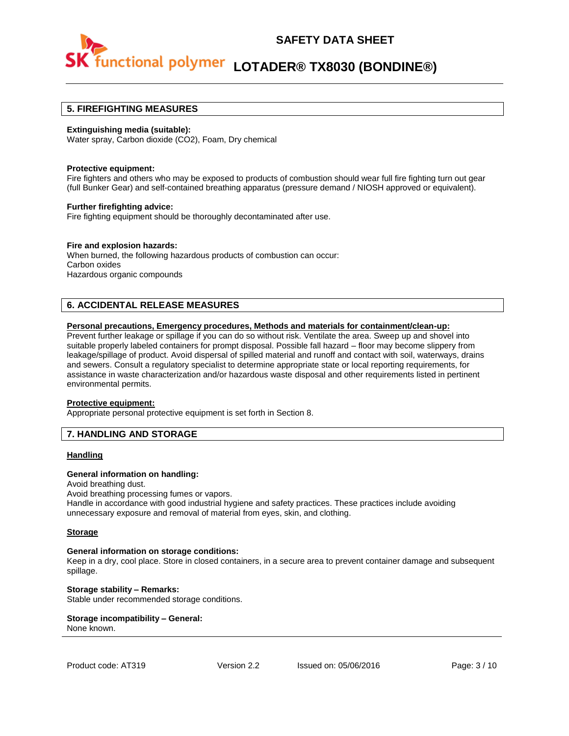## 5. FIREFIGHTING MEASURES

**Extinguishing media (suitable):**
Water spray, Carbon dioxide ($CO_2$), Foam, Dry chemical

**Protective equipment:**
Fire fighters and others who may be exposed to products of combustion should wear full fire fighting turn out gear (full Bunker Gear) and self-contained breathing apparatus (pressure demand / NIOSH approved or equivalent).

**Further firefighting advice:**
Fire fighting equipment should be thoroughly decontaminated after use.

**Fire and explosion hazards:**
When burned, the following hazardous products of combustion can occur:
Carbon oxides
Hazardous organic compounds

## 6. ACCIDENTAL RELEASE MEASURES

**Personal precautions, Emergency procedures, Methods and materials for containment/clean-up:**
Prevent further leakage or spillage if you can do so without risk. Ventilate the area. Sweep up and shovel into suitable properly labeled containers for prompt disposal. Possible fall hazard – floor may become slippery from leakage/spillage of product. Avoid dispersal of spilled material and runoff and contact with soil, waterways, drains and sewers. Consult a regulatory specialist to determine appropriate state or local reporting requirements, for assistance in waste characterization and/or hazardous waste disposal and other requirements listed in pertinent environmental permits.

**Protective equipment:**
Appropriate personal protective equipment is set forth in Section 8.

## 7. HANDLING AND STORAGE

### Handling

**General information on handling:**
Avoid breathing dust.
Avoid breathing processing fumes or vapors.
Handle in accordance with good industrial hygiene and safety practices. These practices include avoiding unnecessary exposure and removal of material from eyes, skin, and clothing.

### Storage

**General information on storage conditions:**
Keep in a dry, cool place. Store in closed containers, in a secure area to prevent container damage and subsequent spillage.

**Storage stability – Remarks:**
Stable under recommended storage conditions.

**Storage incompatibility – General:**
None known.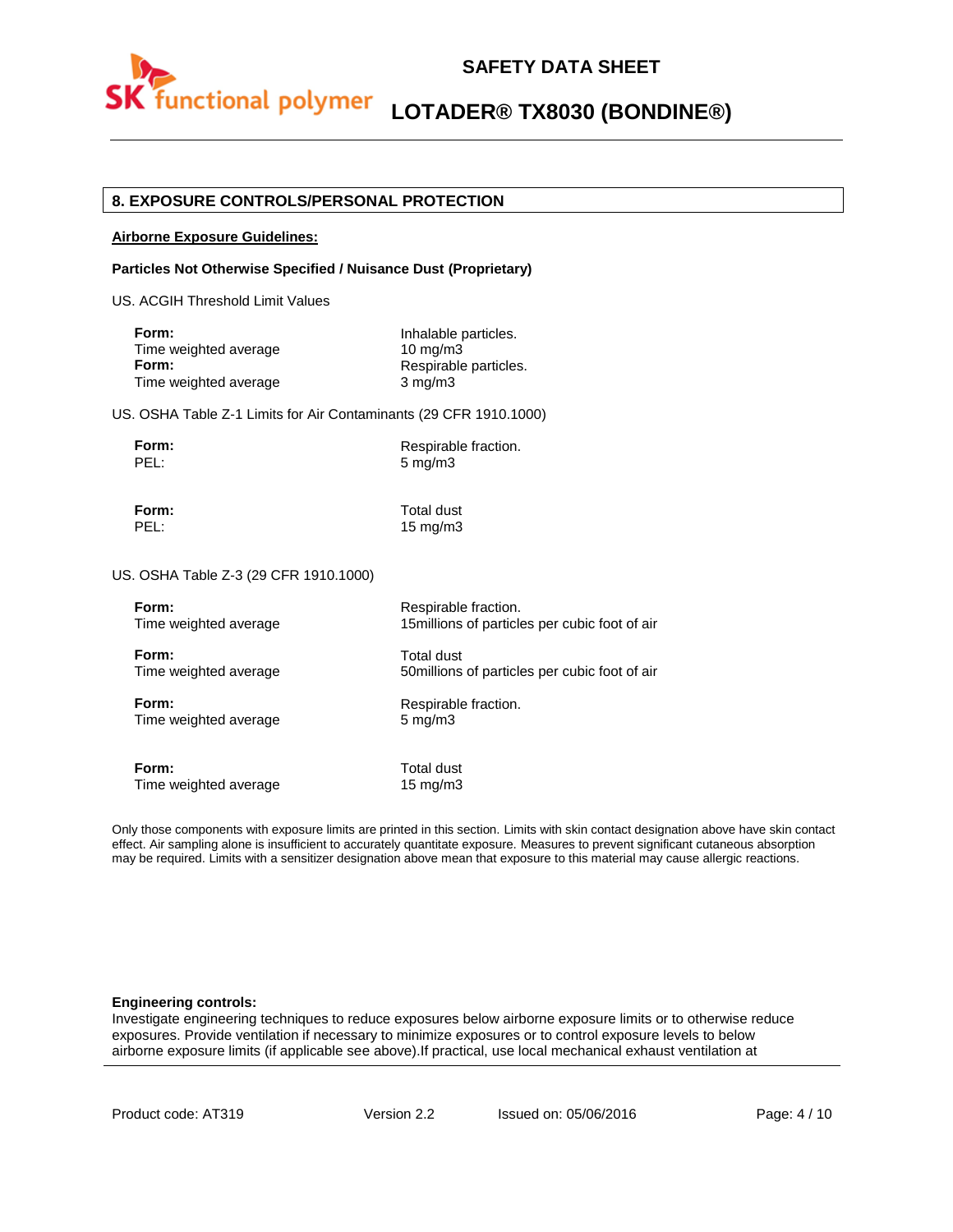## 8. EXPOSURE CONTROLS/PERSONAL PROTECTION

**Airborne Exposure Guidelines:**

**Particles Not Otherwise Specified / Nuisance Dust (Proprietary)**

US. ACGIH Threshold Limit Values

| | |
|---|---|
| **Form:** | Inhalable particles. |
| Time weighted average | 10 mg/m3 |
| **Form:** | Respirable particles. |
| Time weighted average | 3 mg/m3 |

US. OSHA Table Z-1 Limits for Air Contaminants (29 CFR 1910.1000)

| | |
|---|---|
| **Form:** | Respirable fraction. |
| PEL: | 5 mg/m3 |
| **Form:** | Total dust |
| PEL: | 15 mg/m3 |

US. OSHA Table Z-3 (29 CFR 1910.1000)

| | |
|---|---|
| **Form:** | Respirable fraction. |
| Time weighted average | 15millions of particles per cubic foot of air |
| **Form:** | Total dust |
| Time weighted average | 50millions of particles per cubic foot of air |
| **Form:** | Respirable fraction. |
| Time weighted average | 5 mg/m3 |
| **Form:** | Total dust |
| Time weighted average | 15 mg/m3 |

Only those components with exposure limits are printed in this section. Limits with skin contact designation above have skin contact effect. Air sampling alone is insufficient to accurately quantitate exposure. Measures to prevent significant cutaneous absorption may be required. Limits with a sensitizer designation above mean that exposure to this material may cause allergic reactions.

**Engineering controls:**
Investigate engineering techniques to reduce exposures below airborne exposure limits or to otherwise reduce exposures. Provide ventilation if necessary to minimize exposures or to control exposure levels to below airborne exposure limits (if applicable see above).If practical, use local mechanical exhaust ventilation at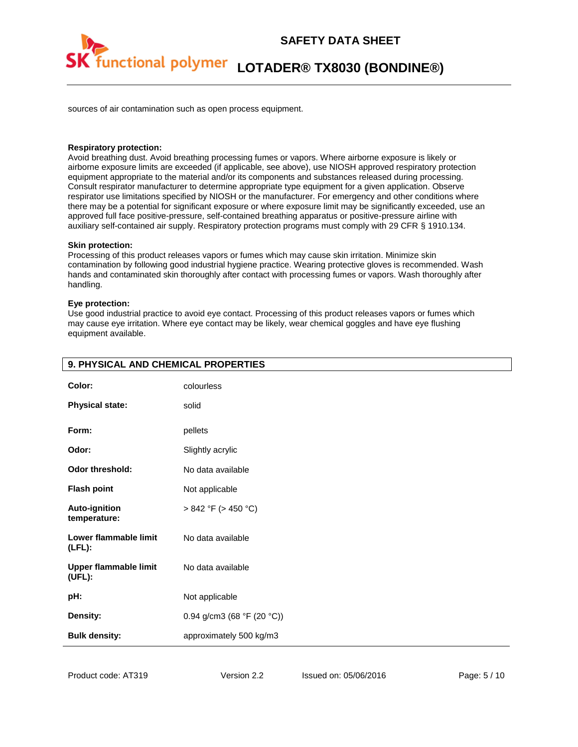sources of air contamination such as open process equipment.

**Respiratory protection:**
Avoid breathing dust. Avoid breathing processing fumes or vapors. Where airborne exposure is likely or airborne exposure limits are exceeded (if applicable, see above), use NIOSH approved respiratory protection equipment appropriate to the material and/or its components and substances released during processing. Consult respirator manufacturer to determine appropriate type equipment for a given application. Observe respirator use limitations specified by NIOSH or the manufacturer. For emergency and other conditions where there may be a potential for significant exposure or where exposure limit may be significantly exceeded, use an approved full face positive-pressure, self-contained breathing apparatus or positive-pressure airline with auxiliary self-contained air supply. Respiratory protection programs must comply with 29 CFR § 1910.134.

**Skin protection:**
Processing of this product releases vapors or fumes which may cause skin irritation. Minimize skin contamination by following good industrial hygiene practice. Wearing protective gloves is recommended. Wash hands and contaminated skin thoroughly after contact with processing fumes or vapors. Wash thoroughly after handling.

**Eye protection:**
Use good industrial practice to avoid eye contact. Processing of this product releases vapors or fumes which may cause eye irritation. Where eye contact may be likely, wear chemical goggles and have eye flushing equipment available.

## 9. PHYSICAL AND CHEMICAL PROPERTIES

| | |
|---|---|
| **Color:** | colourless |
| **Physical state:** | solid |
| **Form:** | pellets |
| **Odor:** | Slightly acrylic |
| **Odor threshold:** | No data available |
| **Flash point** | Not applicable |
| **Auto-ignition temperature:** | > 842 °F (> 450 °C) |
| **Lower flammable limit (LFL):** | No data available |
| **Upper flammable limit (UFL):** | No data available |
| **pH:** | Not applicable |
| **Density:** | 0.94 g/cm3 (68 °F (20 °C)) |
| **Bulk density:** | approximately 500 kg/m3 |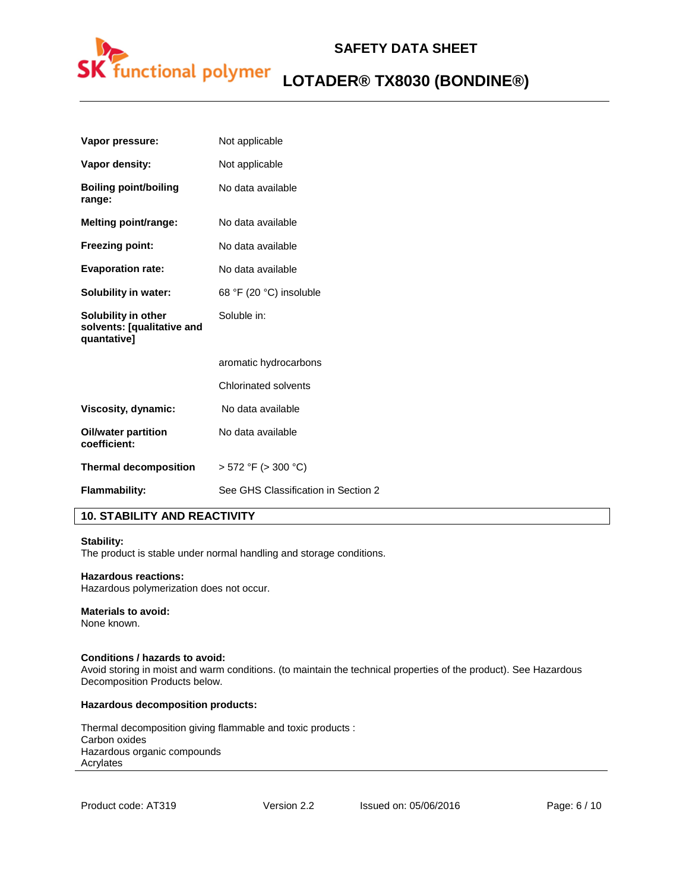| | |
|---|---|
| **Vapor pressure:** | Not applicable |
| **Vapor density:** | Not applicable |
| **Boiling point/boiling range:** | No data available |
| **Melting point/range:** | No data available |
| **Freezing point:** | No data available |
| **Evaporation rate:** | No data available |
| **Solubility in water:** | 68 °F (20 °C) insoluble |
| **Solubility in other solvents: [qualitative and quantative]** | Soluble in: |
| | aromatic hydrocarbons |
| | Chlorinated solvents |
| **Viscosity, dynamic:** | No data available |
| **Oil/water partition coefficient:** | No data available |
| **Thermal decomposition** | > 572 °F (> 300 °C) |
| **Flammability:** | See GHS Classification in Section 2 |

## 10. STABILITY AND REACTIVITY

**Stability:**
The product is stable under normal handling and storage conditions.

**Hazardous reactions:**
Hazardous polymerization does not occur.

**Materials to avoid:**
None known.

**Conditions / hazards to avoid:**
Avoid storing in moist and warm conditions. (to maintain the technical properties of the product). See Hazardous Decomposition Products below.

**Hazardous decomposition products:**

Thermal decomposition giving flammable and toxic products :
Carbon oxides
Hazardous organic compounds
Acrylates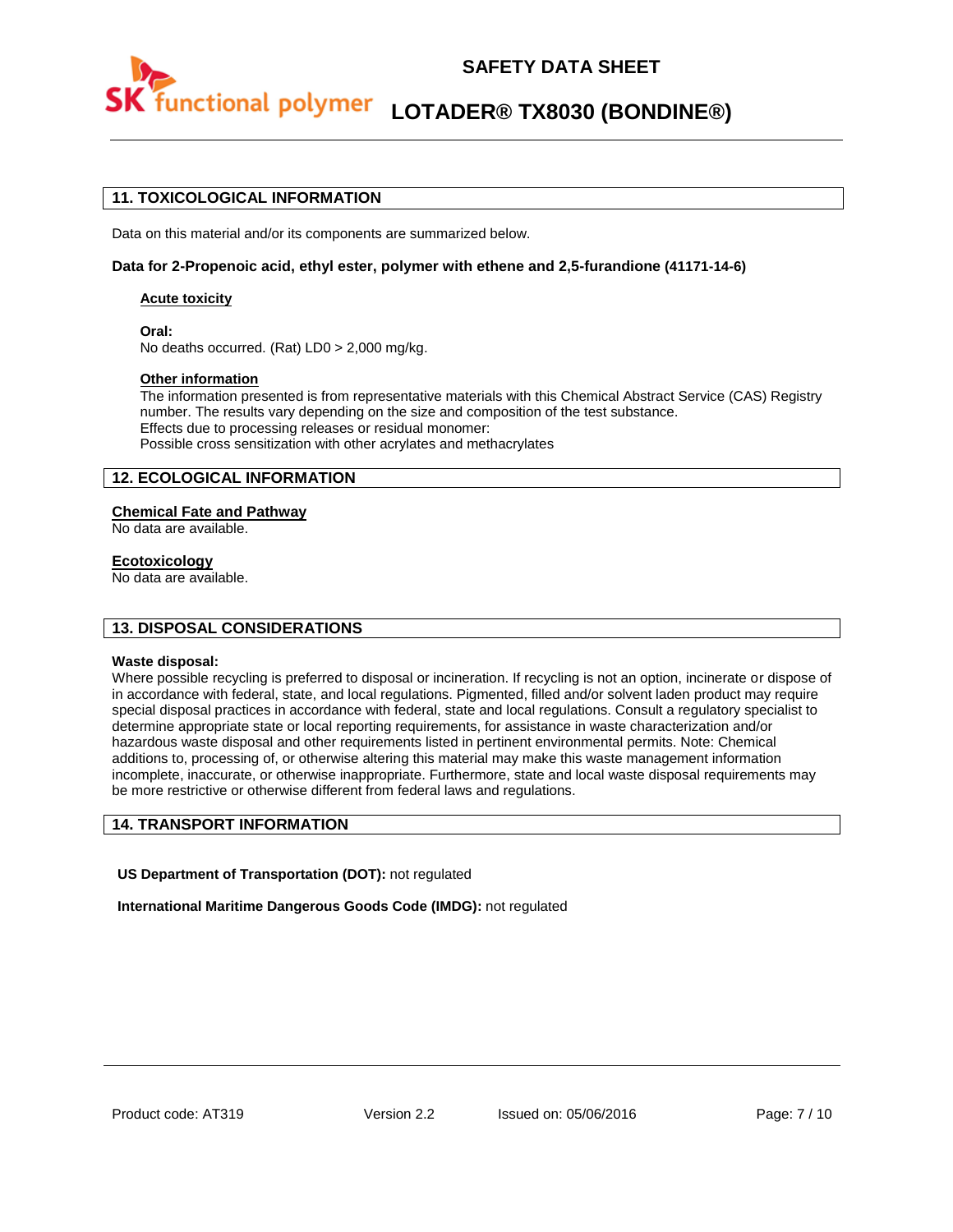## 11. TOXICOLOGICAL INFORMATION

Data on this material and/or its components are summarized below.

**Data for 2-Propenoic acid, ethyl ester, polymer with ethene and 2,5-furandione (41171-14-6)**

**Acute toxicity**

**Oral:**
No deaths occurred. (Rat) LD0 > 2,000 mg/kg.

**Other information**

The information presented is from representative materials with this Chemical Abstract Service (CAS) Registry number. The results vary depending on the size and composition of the test substance.
Effects due to processing releases or residual monomer:
Possible cross sensitization with other acrylates and methacrylates

## 12. ECOLOGICAL INFORMATION

**Chemical Fate and Pathway**
No data are available.

**Ecotoxicology**
No data are available.

## 13. DISPOSAL CONSIDERATIONS

**Waste disposal:**
Where possible recycling is preferred to disposal or incineration. If recycling is not an option, incinerate or dispose of in accordance with federal, state, and local regulations. Pigmented, filled and/or solvent laden product may require special disposal practices in accordance with federal, state and local regulations. Consult a regulatory specialist to determine appropriate state or local reporting requirements, for assistance in waste characterization and/or hazardous waste disposal and other requirements listed in pertinent environmental permits. Note: Chemical additions to, processing of, or otherwise altering this material may make this waste management information incomplete, inaccurate, or otherwise inappropriate. Furthermore, state and local waste disposal requirements may be more restrictive or otherwise different from federal laws and regulations.

## 14. TRANSPORT INFORMATION

**US Department of Transportation (DOT):** not regulated

**International Maritime Dangerous Goods Code (IMDG):** not regulated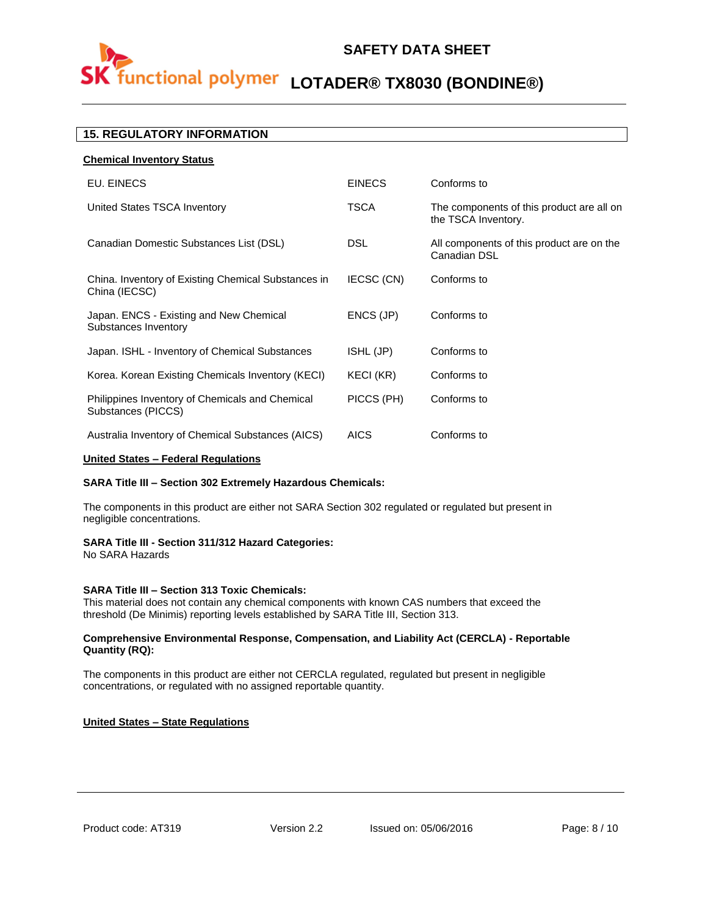## 15. REGULATORY INFORMATION

**Chemical Inventory Status**

| | | |
|---|---|---|
| EU. EINECS | EINECS | Conforms to |
| United States TSCA Inventory | TSCA | The components of this product are all on the TSCA Inventory. |
| Canadian Domestic Substances List (DSL) | DSL | All components of this product are on the Canadian DSL |
| China. Inventory of Existing Chemical Substances in China (IECSC) | IECSC (CN) | Conforms to |
| Japan. ENCS - Existing and New Chemical Substances Inventory | ENCS (JP) | Conforms to |
| Japan. ISHL - Inventory of Chemical Substances | ISHL (JP) | Conforms to |
| Korea. Korean Existing Chemicals Inventory (KECI) | KECI (KR) | Conforms to |
| Philippines Inventory of Chemicals and Chemical Substances (PICCS) | PICCS (PH) | Conforms to |
| Australia Inventory of Chemical Substances (AICS) | AICS | Conforms to |

**United States – Federal Regulations**

**SARA Title III – Section 302 Extremely Hazardous Chemicals:**

The components in this product are either not SARA Section 302 regulated or regulated but present in negligible concentrations.

**SARA Title III - Section 311/312 Hazard Categories:**
No SARA Hazards

**SARA Title III – Section 313 Toxic Chemicals:**
This material does not contain any chemical components with known CAS numbers that exceed the threshold (De Minimis) reporting levels established by SARA Title III, Section 313.

**Comprehensive Environmental Response, Compensation, and Liability Act (CERCLA) - Reportable Quantity (RQ):**

The components in this product are either not CERCLA regulated, regulated but present in negligible concentrations, or regulated with no assigned reportable quantity.

**United States – State Regulations**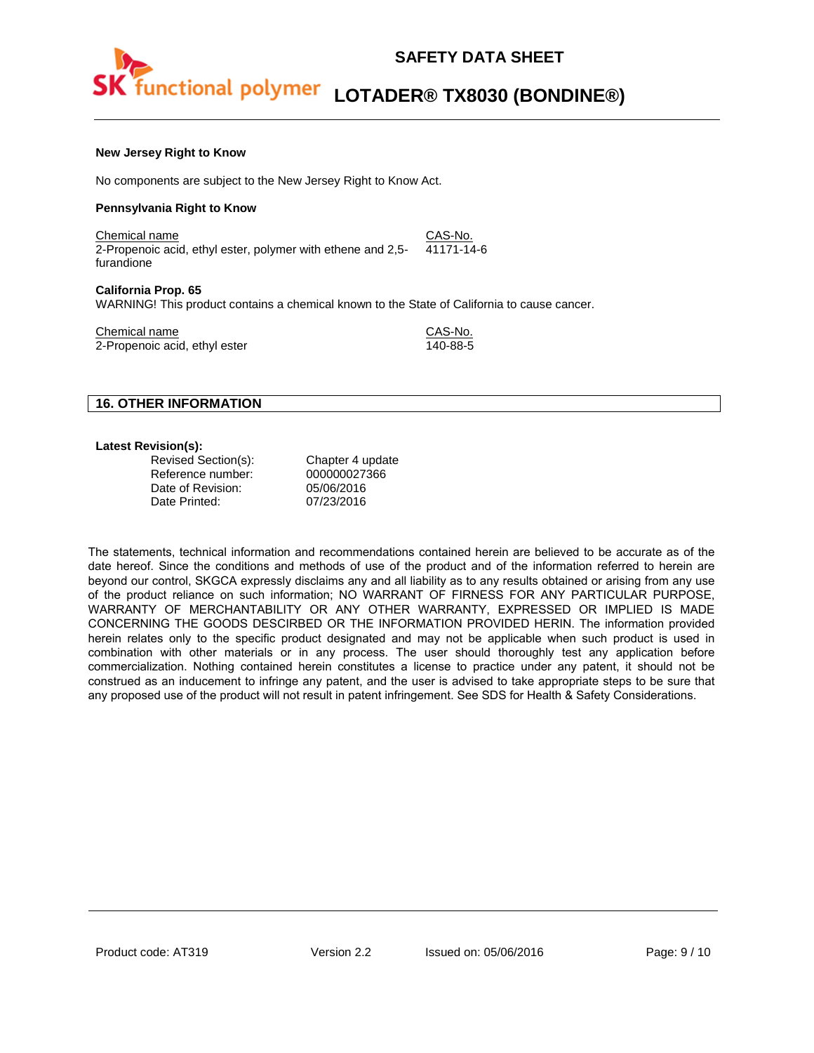**New Jersey Right to Know**

No components are subject to the New Jersey Right to Know Act.

**Pennsylvania Right to Know**

| Chemical name | CAS-No. |
| --- | --- |
| 2-Propenoic acid, ethyl ester, polymer with ethene and 2,5-furandione | 41171-14-6 |

**California Prop. 65**

WARNING! This product contains a chemical known to the State of California to cause cancer.

| Chemical name | CAS-No. |
| --- | --- |
| 2-Propenoic acid, ethyl ester | 140-88-5 |

## 16. OTHER INFORMATION

**Latest Revision(s):**

| | |
| --- | --- |
| Revised Section(s): | Chapter 4 update |
| Reference number: | 000000027366 |
| Date of Revision: | 05/06/2016 |
| Date Printed: | 07/23/2016 |

The statements, technical information and recommendations contained herein are believed to be accurate as of the date hereof. Since the conditions and methods of use of the product and of the information referred to herein are beyond our control, SKGCA expressly disclaims any and all liability as to any results obtained or arising from any use of the product reliance on such information; NO WARRANT OF FIRNESS FOR ANY PARTICULAR PURPOSE, WARRANTY OF MERCHANTABILITY OR ANY OTHER WARRANTY, EXPRESSED OR IMPLIED IS MADE CONCERNING THE GOODS DESCRIBED OR THE INFORMATION PROVIDED HERIN. The information provided herein relates only to the specific product designated and may not be applicable when such product is used in combination with other materials or in any process. The user should thoroughly test any application before commercialization. Nothing contained herein constitutes a license to practice under any patent, it should not be construed as an inducement to infringe any patent, and the user is advised to take appropriate steps to be sure that any proposed use of the product will not result in patent infringement. See SDS for Health & Safety Considerations.